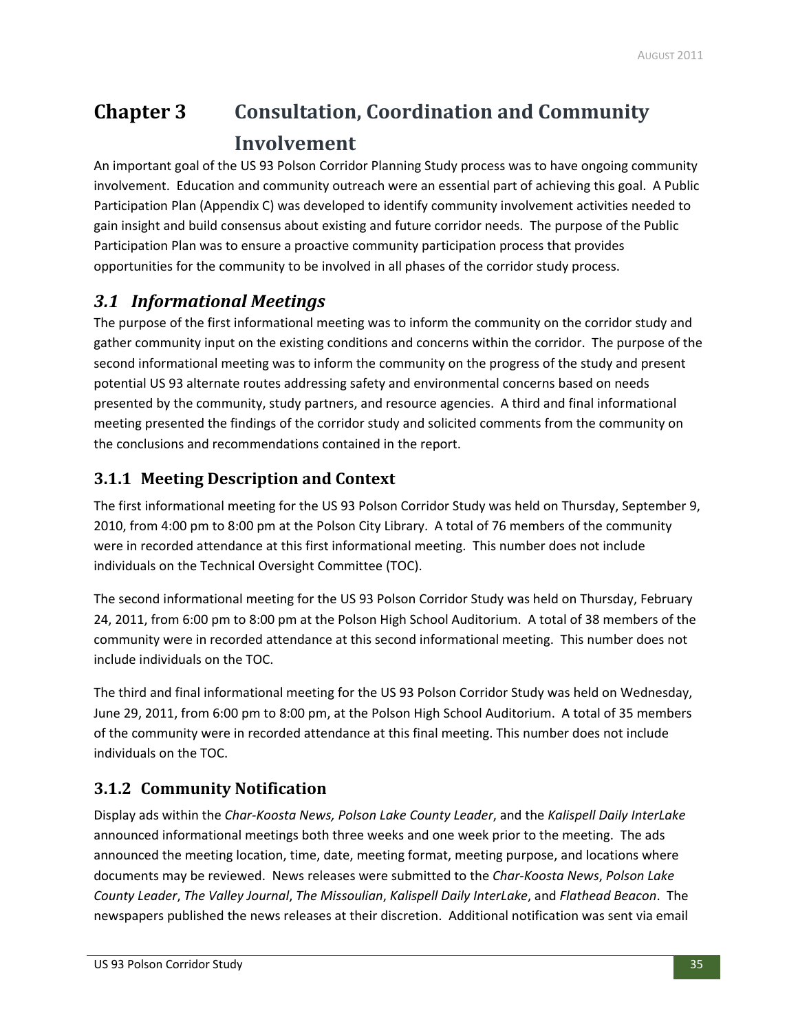# Chapter 3 Consultation, Coordination and Community Involvement

An important goal of the US 93 Polson Corridor Planning Study process was to have ongoing community involvement. Education and community outreach were an essential part of achieving this goal. A Public Participation Plan (Appendix C) was developed to identify community involvement activities needed to gain insight and build consensus about existing and future corridor needs. The purpose of the Public Participation Plan was to ensure a proactive community participation process that provides opportunities for the community to be involved in all phases of the corridor study process.

## *3.1 Informational Meetings*

The purpose of the first informational meeting was to inform the community on the corridor study and gather community input on the existing conditions and concerns within the corridor. The purpose of the second informational meeting was to inform the community on the progress of the study and present potential US 93 alternate routes addressing safety and environmental concerns based on needs presented by the community, study partners, and resource agencies. A third and final informational meeting presented the findings of the corridor study and solicited comments from the community on the conclusions and recommendations contained in the report.

### 3.1.1 Meeting Description and Context

The first informational meeting for the US 93 Polson Corridor Study was held on Thursday, September 9, 2010, from 4:00 pm to 8:00 pm at the Polson City Library. A total of 76 members of the community were in recorded attendance at this first informational meeting. This number does not include individuals on the Technical Oversight Committee (TOC).

The second informational meeting for the US 93 Polson Corridor Study was held on Thursday, February 24, 2011, from 6:00 pm to 8:00 pm at the Polson High School Auditorium. A total of 38 members of the community were in recorded attendance at this second informational meeting. This number does not include individuals on the TOC.

The third and final informational meeting for the US 93 Polson Corridor Study was held on Wednesday, June 29, 2011, from 6:00 pm to 8:00 pm, at the Polson High School Auditorium. A total of 35 members of the community were in recorded attendance at this final meeting. This number does not include individuals on the TOC.

### 3.1.2 Community Notification

Display ads within the *Char-Koosta News, Polson Lake County Leader*, and the *Kalispell Daily InterLake* announced informational meetings both three weeks and one week prior to the meeting. The ads announced the meeting location, time, date, meeting format, meeting purpose, and locations where documents may be reviewed. News releases were submitted to the *Char-Koosta News*, *Polson Lake County Leader*, *The Valley Journal*, *The Missoulian*, *Kalispell Daily InterLake*, and *Flathead Beacon*. The newspapers published the news releases at their discretion. Additional notification was sent via email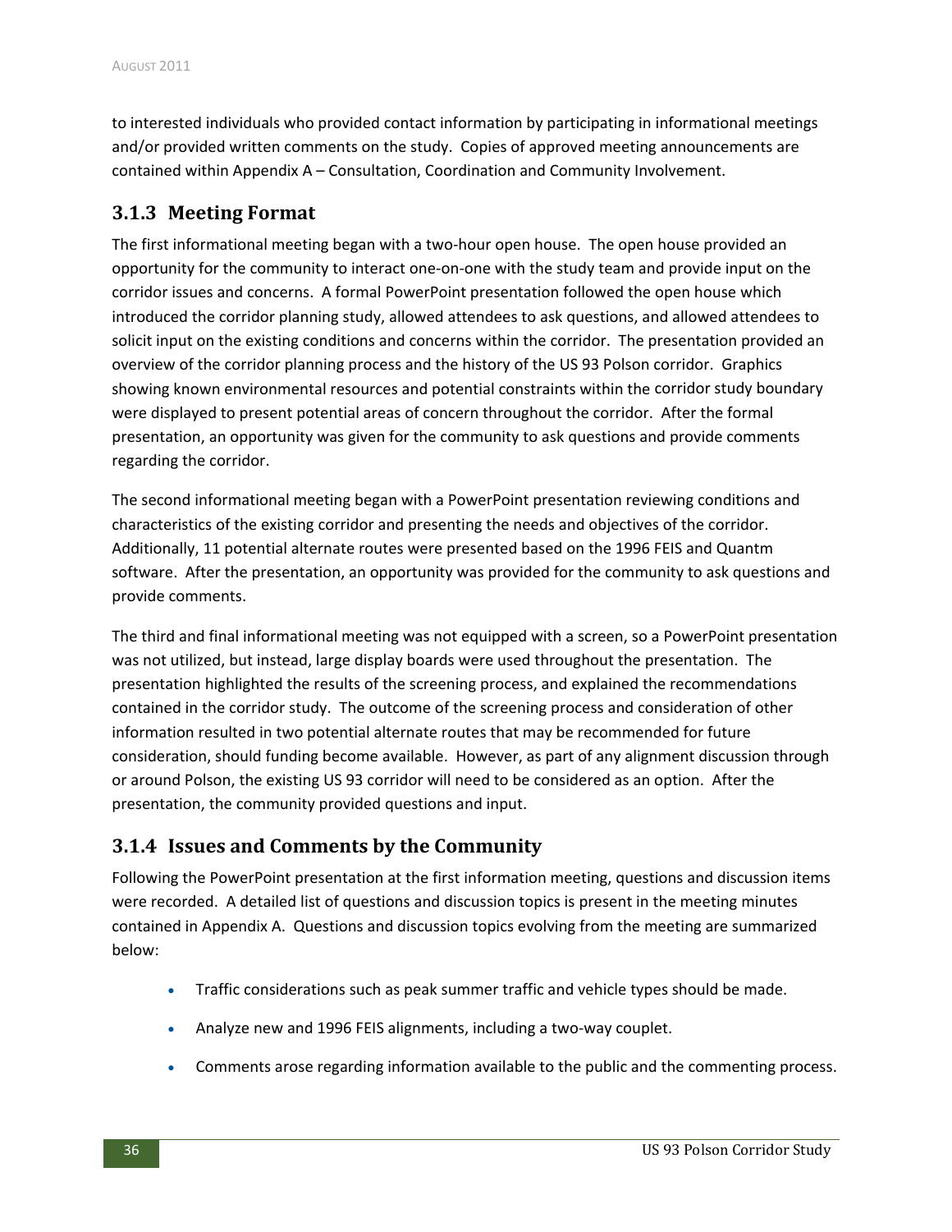to interested individuals who provided contact information by participating in informational meetings and/or provided written comments on the study. Copies of approved meeting announcements are contained within Appendix A – Consultation, Coordination and Community Involvement.

### 3.1.3 Meeting Format

The first informational meeting began with a two-hour open house. The open house provided an opportunity for the community to interact one-on-one with the study team and provide input on the corridor issues and concerns. A formal PowerPoint presentation followed the open house which introduced the corridor planning study, allowed attendees to ask questions, and allowed attendees to solicit input on the existing conditions and concerns within the corridor. The presentation provided an overview of the corridor planning process and the history of the US 93 Polson corridor. Graphics showing known environmental resources and potential constraints within the corridor study boundary were displayed to present potential areas of concern throughout the corridor. After the formal presentation, an opportunity was given for the community to ask questions and provide comments regarding the corridor.

The second informational meeting began with a PowerPoint presentation reviewing conditions and characteristics of the existing corridor and presenting the needs and objectives of the corridor. Additionally, 11 potential alternate routes were presented based on the 1996 FEIS and Quantm software. After the presentation, an opportunity was provided for the community to ask questions and provide comments.

The third and final informational meeting was not equipped with a screen, so a PowerPoint presentation was not utilized, but instead, large display boards were used throughout the presentation. The presentation highlighted the results of the screening process, and explained the recommendations contained in the corridor study. The outcome of the screening process and consideration of other information resulted in two potential alternate routes that may be recommended for future consideration, should funding become available. However, as part of any alignment discussion through or around Polson, the existing US 93 corridor will need to be considered as an option. After the presentation, the community provided questions and input.

### 3.1.4 Issues and Comments by the Community

Following the PowerPoint presentation at the first information meeting, questions and discussion items were recorded. A detailed list of questions and discussion topics is present in the meeting minutes contained in Appendix A. Questions and discussion topics evolving from the meeting are summarized below:

- Traffic considerations such as peak summer traffic and vehicle types should be made.
- Analyze new and 1996 FEIS alignments, including a two-way couplet.
- Comments arose regarding information available to the public and the commenting process.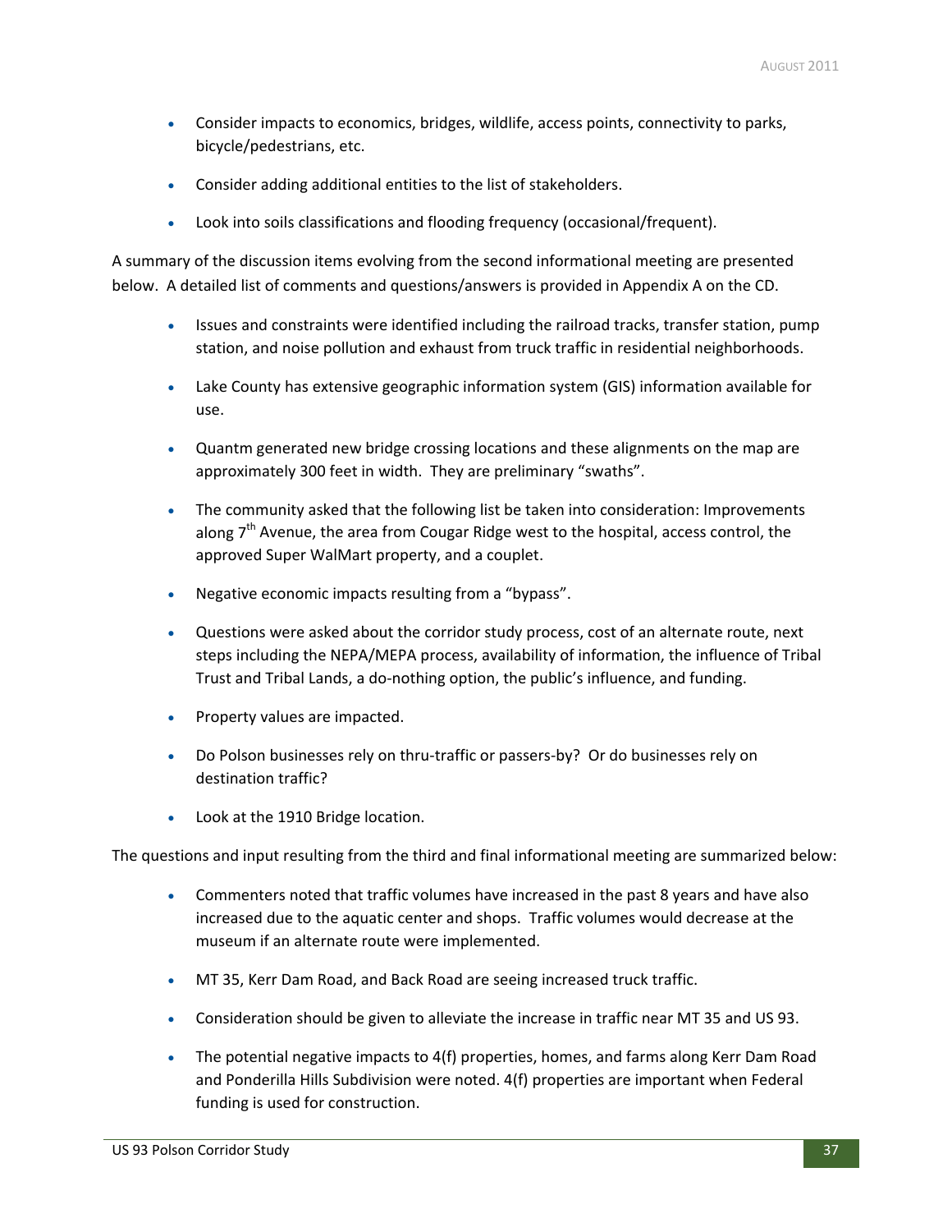- Consider impacts to economics, bridges, wildlife, access points, connectivity to parks, bicycle/pedestrians, etc.
- Consider adding additional entities to the list of stakeholders.
- Look into soils classifications and flooding frequency (occasional/frequent).

A summary of the discussion items evolving from the second informational meeting are presented below. A detailed list of comments and questions/answers is provided in Appendix A on the CD.

- Issues and constraints were identified including the railroad tracks, transfer station, pump station, and noise pollution and exhaust from truck traffic in residential neighborhoods.
- Lake County has extensive geographic information system (GIS) information available for use.
- Quantm generated new bridge crossing locations and these alignments on the map are approximately 300 feet in width. They are preliminary "swaths".
- The community asked that the following list be taken into consideration: Improvements along 7th Avenue, the area from Cougar Ridge west to the hospital, access control, the approved Super WalMart property, and a couplet.
- Negative economic impacts resulting from a "bypass".
- Questions were asked about the corridor study process, cost of an alternate route, next steps including the NEPA/MEPA process, availability of information, the influence of Tribal Trust and Tribal Lands, a do-nothing option, the public's influence, and funding.
- Property values are impacted.
- Do Polson businesses rely on thru-traffic or passers-by? Or do businesses rely on destination traffic?
- Look at the 1910 Bridge location.

The questions and input resulting from the third and final informational meeting are summarized below:

- Commenters noted that traffic volumes have increased in the past 8 years and have also increased due to the aquatic center and shops. Traffic volumes would decrease at the museum if an alternate route were implemented.
- MT 35, Kerr Dam Road, and Back Road are seeing increased truck traffic.
- Consideration should be given to alleviate the increase in traffic near MT 35 and US 93.
- The potential negative impacts to 4(f) properties, homes, and farms along Kerr Dam Road and Ponderilla Hills Subdivision were noted. 4(f) properties are important when Federal funding is used for construction.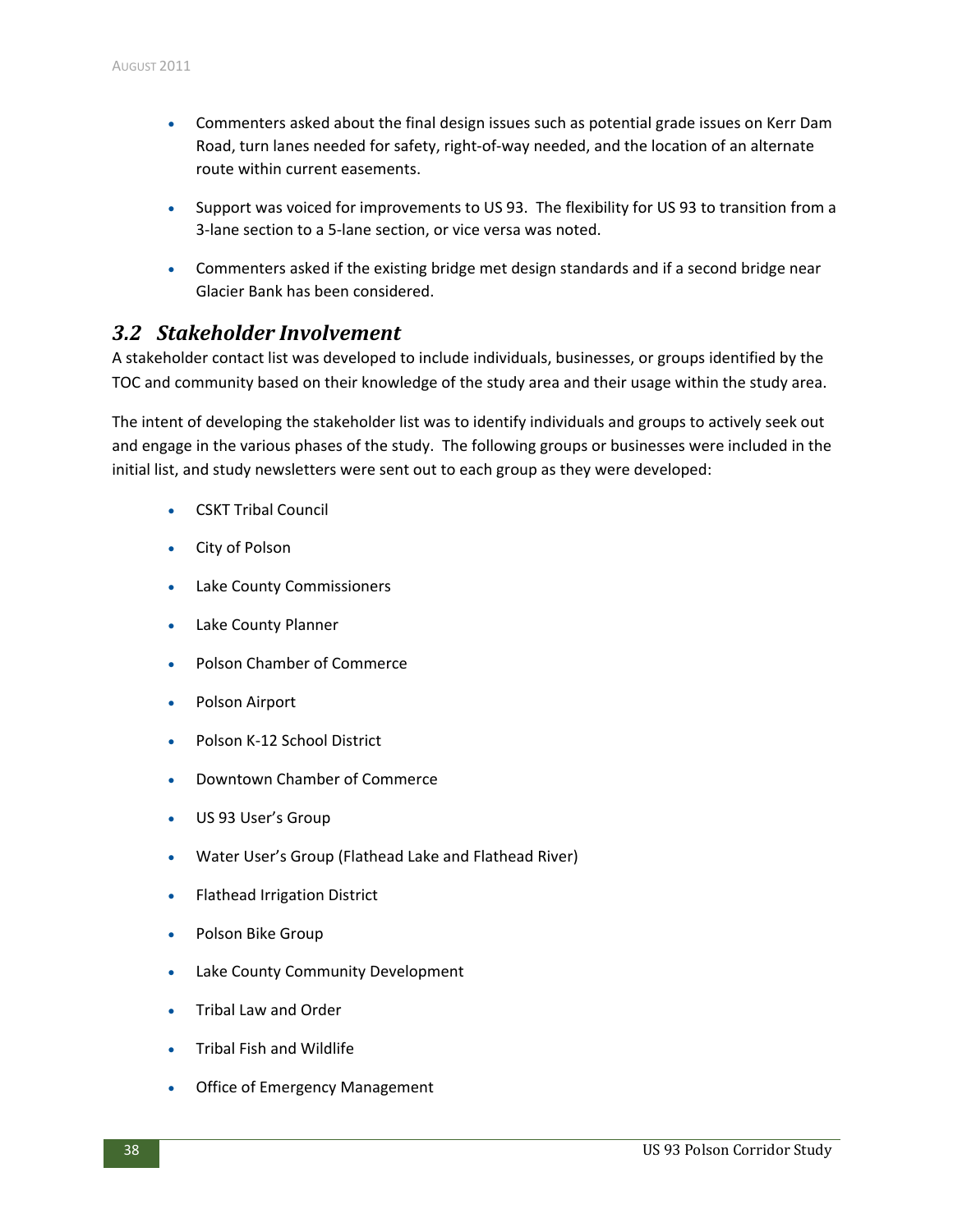- Commenters asked about the final design issues such as potential grade issues on Kerr Dam Road, turn lanes needed for safety, right-of-way needed, and the location of an alternate route within current easements.
- Support was voiced for improvements to US 93. The flexibility for US 93 to transition from a 3-lane section to a 5-lane section, or vice versa was noted.
- Commenters asked if the existing bridge met design standards and if a second bridge near Glacier Bank has been considered.

## *3.2 Stakeholder Involvement*

A stakeholder contact list was developed to include individuals, businesses, or groups identified by the TOC and community based on their knowledge of the study area and their usage within the study area.

The intent of developing the stakeholder list was to identify individuals and groups to actively seek out and engage in the various phases of the study. The following groups or businesses were included in the initial list, and study newsletters were sent out to each group as they were developed:

- CSKT Tribal Council
- City of Polson
- Lake County Commissioners
- Lake County Planner
- Polson Chamber of Commerce
- Polson Airport
- Polson K-12 School District
- Downtown Chamber of Commerce
- US 93 User's Group
- Water User's Group (Flathead Lake and Flathead River)
- Flathead Irrigation District
- Polson Bike Group
- Lake County Community Development
- Tribal Law and Order
- Tribal Fish and Wildlife
- Office of Emergency Management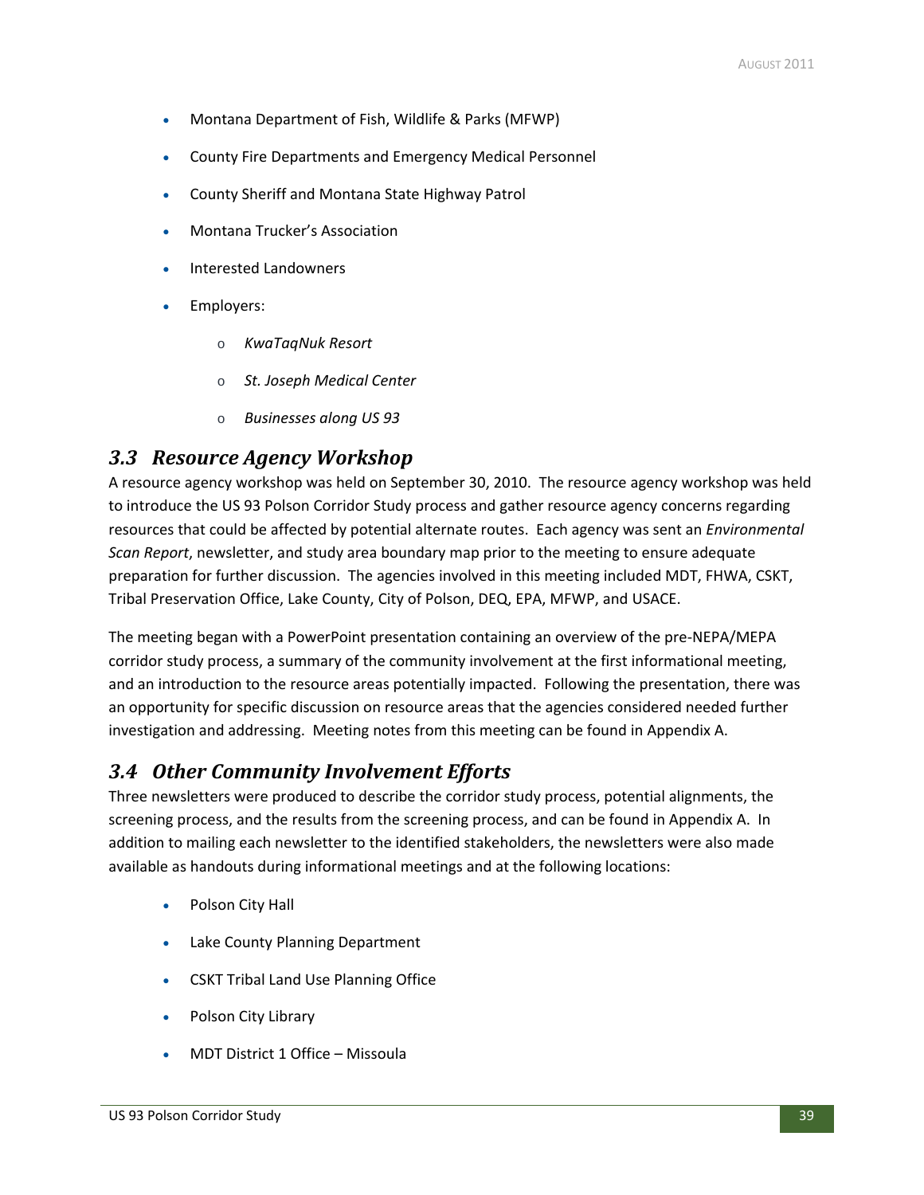- Montana Department of Fish, Wildlife & Parks (MFWP)
- County Fire Departments and Emergency Medical Personnel
- County Sheriff and Montana State Highway Patrol
- Montana Trucker's Association
- Interested Landowners
- Employers:
  - *KwaTaqNuk Resort*
  - *St. Joseph Medical Center*
  - *Businesses along US 93*

## 3.3 Resource Agency Workshop

A resource agency workshop was held on September 30, 2010. The resource agency workshop was held to introduce the US 93 Polson Corridor Study process and gather resource agency concerns regarding resources that could be affected by potential alternate routes. Each agency was sent an *Environmental Scan Report*, newsletter, and study area boundary map prior to the meeting to ensure adequate preparation for further discussion. The agencies involved in this meeting included MDT, FHWA, CSKT, Tribal Preservation Office, Lake County, City of Polson, DEQ, EPA, MFWP, and USACE.

The meeting began with a PowerPoint presentation containing an overview of the pre-NEPA/MEPA corridor study process, a summary of the community involvement at the first informational meeting, and an introduction to the resource areas potentially impacted. Following the presentation, there was an opportunity for specific discussion on resource areas that the agencies considered needed further investigation and addressing. Meeting notes from this meeting can be found in Appendix A.

## 3.4 Other Community Involvement Efforts

Three newsletters were produced to describe the corridor study process, potential alignments, the screening process, and the results from the screening process, and can be found in Appendix A. In addition to mailing each newsletter to the identified stakeholders, the newsletters were also made available as handouts during informational meetings and at the following locations:

- Polson City Hall
- Lake County Planning Department
- CSKT Tribal Land Use Planning Office
- Polson City Library
- MDT District 1 Office – Missoula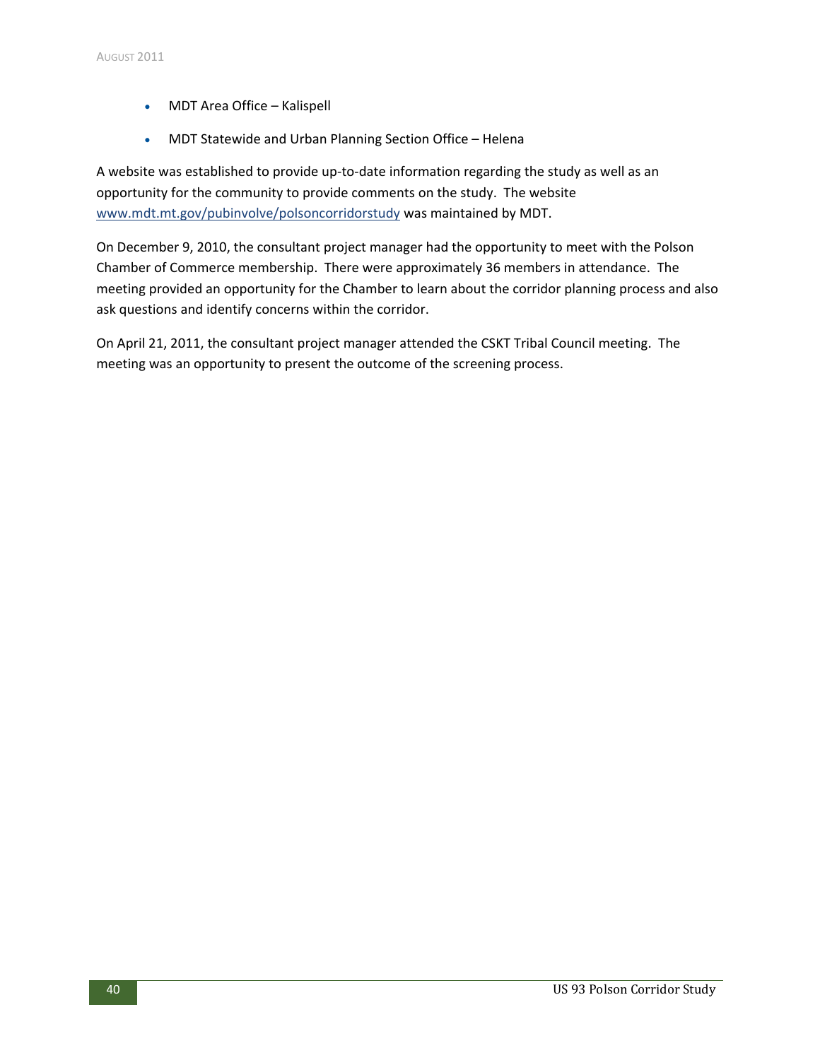- MDT Area Office – Kalispell
- MDT Statewide and Urban Planning Section Office – Helena

A website was established to provide up-to-date information regarding the study as well as an opportunity for the community to provide comments on the study. The website www.mdt.mt.gov/pubinvolve/polsoncorridorstudy was maintained by MDT.

On December 9, 2010, the consultant project manager had the opportunity to meet with the Polson Chamber of Commerce membership. There were approximately 36 members in attendance. The meeting provided an opportunity for the Chamber to learn about the corridor planning process and also ask questions and identify concerns within the corridor.

On April 21, 2011, the consultant project manager attended the CSKT Tribal Council meeting. The meeting was an opportunity to present the outcome of the screening process.